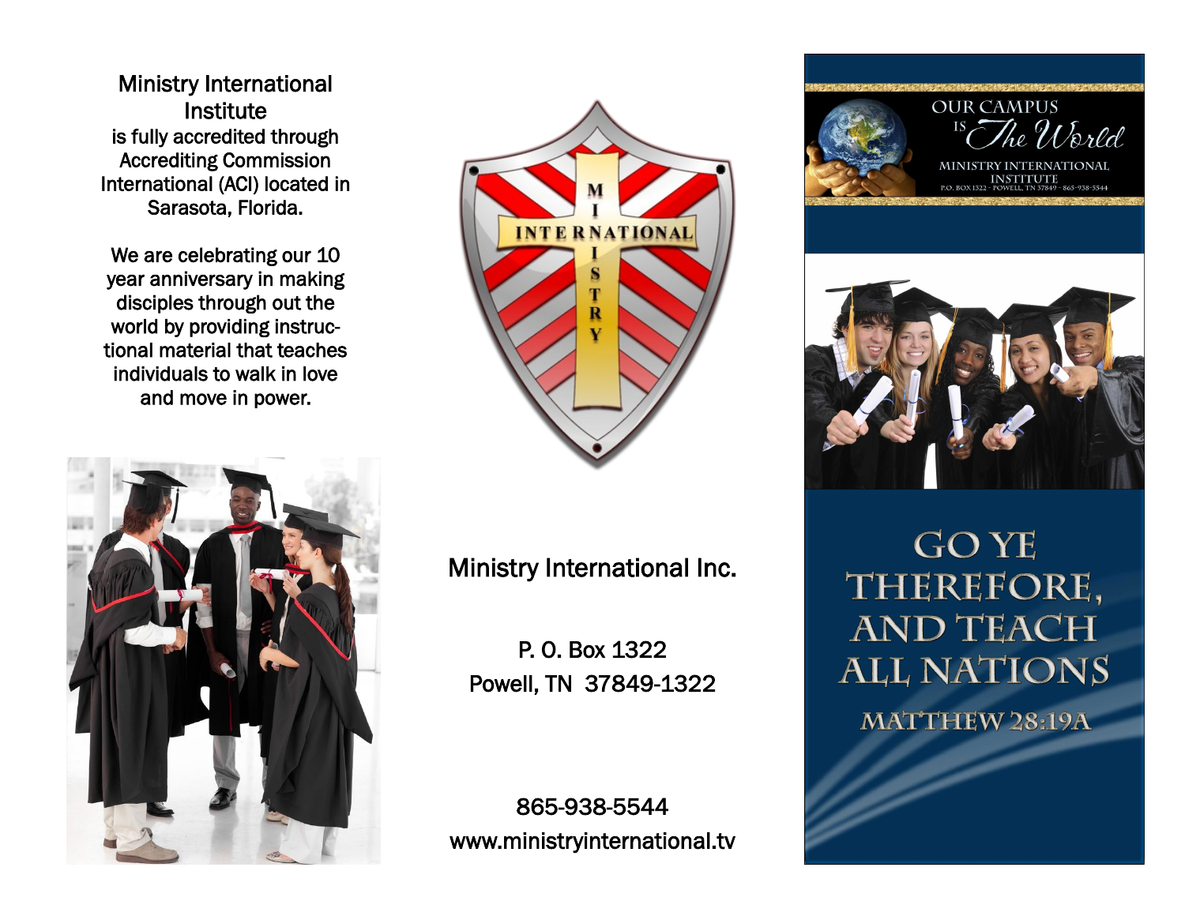Ministry International Institute
is fully accredited through Accrediting Commission International (ACI) located in Sarasota, Florida.

We are celebrating our 10 year anniversary in making disciples through out the world by providing instructional material that teaches individuals to walk in love and move in power.

MINISTRY INTERNATIONAL

Ministry International Inc.

P. O. Box 1322
Powell, TN 37849-1322

865-938-5544
www.ministryinternational.tv

OUR CAMPUS IS *The World*

MINISTRY INTERNATIONAL INSTITUTE
P.O. BOX 1322 - POWELL, TN 37849 - 865-938-5544

# GO YE THEREFORE, AND TEACH ALL NATIONS

MATTHEW 28:19A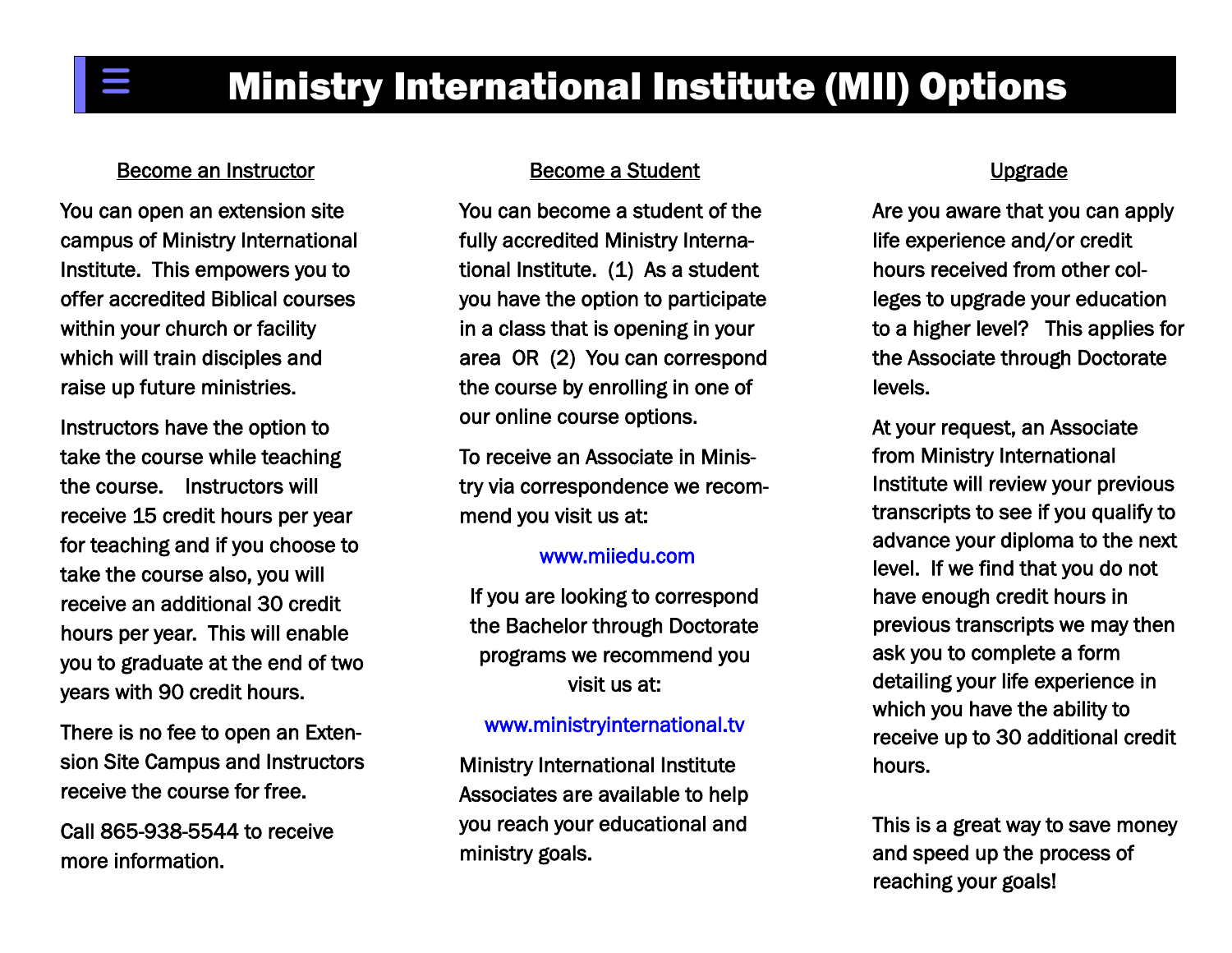# Ministry International Institute (MII) Options

## Become an Instructor

You can open an extension site campus of Ministry International Institute. This empowers you to offer accredited Biblical courses within your church or facility which will train disciples and raise up future ministries.

Instructors have the option to take the course while teaching the course. Instructors will receive 15 credit hours per year for teaching and if you choose to take the course also, you will receive an additional 30 credit hours per year. This will enable you to graduate at the end of two years with 90 credit hours.

There is no fee to open an Extension Site Campus and Instructors receive the course for free.

Call 865-938-5544 to receive more information.

## Become a Student

You can become a student of the fully accredited Ministry International Institute. (1) As a student you have the option to participate in a class that is opening in your area OR (2) You can correspond the course by enrolling in one of our online course options.

To receive an Associate in Ministry via correspondence we recommend you visit us at:

www.miiedu.com

If you are looking to correspond the Bachelor through Doctorate programs we recommend you visit us at:

www.ministryinternational.tv

Ministry International Institute Associates are available to help you reach your educational and ministry goals.

## Upgrade

Are you aware that you can apply life experience and/or credit hours received from other colleges to upgrade your education to a higher level? This applies for the Associate through Doctorate levels.

At your request, an Associate from Ministry International Institute will review your previous transcripts to see if you qualify to advance your diploma to the next level. If we find that you do not have enough credit hours in previous transcripts we may then ask you to complete a form detailing your life experience in which you have the ability to receive up to 30 additional credit hours.

This is a great way to save money and speed up the process of reaching your goals!